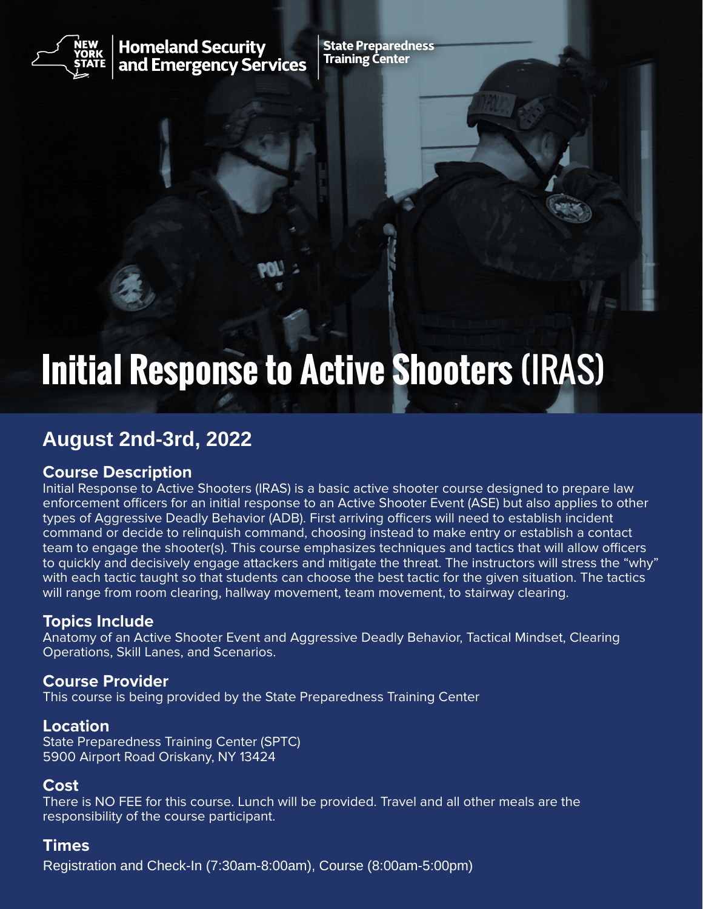New York State Homeland Security and Emergency Services | State Preparedness Training Center

# Initial Response to Active Shooters (IRAS)

## August 2nd-3rd, 2022

### Course Description

Initial Response to Active Shooters (IRAS) is a basic active shooter course designed to prepare law enforcement officers for an initial response to an Active Shooter Event (ASE) but also applies to other types of Aggressive Deadly Behavior (ADB). First arriving officers will need to establish incident command or decide to relinquish command, choosing instead to make entry or establish a contact team to engage the shooter(s). This course emphasizes techniques and tactics that will allow officers to quickly and decisively engage attackers and mitigate the threat. The instructors will stress the "why" with each tactic taught so that students can choose the best tactic for the given situation. The tactics will range from room clearing, hallway movement, team movement, to stairway clearing.

### Topics Include

Anatomy of an Active Shooter Event and Aggressive Deadly Behavior, Tactical Mindset, Clearing Operations, Skill Lanes, and Scenarios.

### Course Provider

This course is being provided by the State Preparedness Training Center

### Location

State Preparedness Training Center (SPTC)
5900 Airport Road Oriskany, NY 13424

### Cost

There is NO FEE for this course. Lunch will be provided. Travel and all other meals are the responsibility of the course participant.

### Times

Registration and Check-In (7:30am-8:00am), Course (8:00am-5:00pm)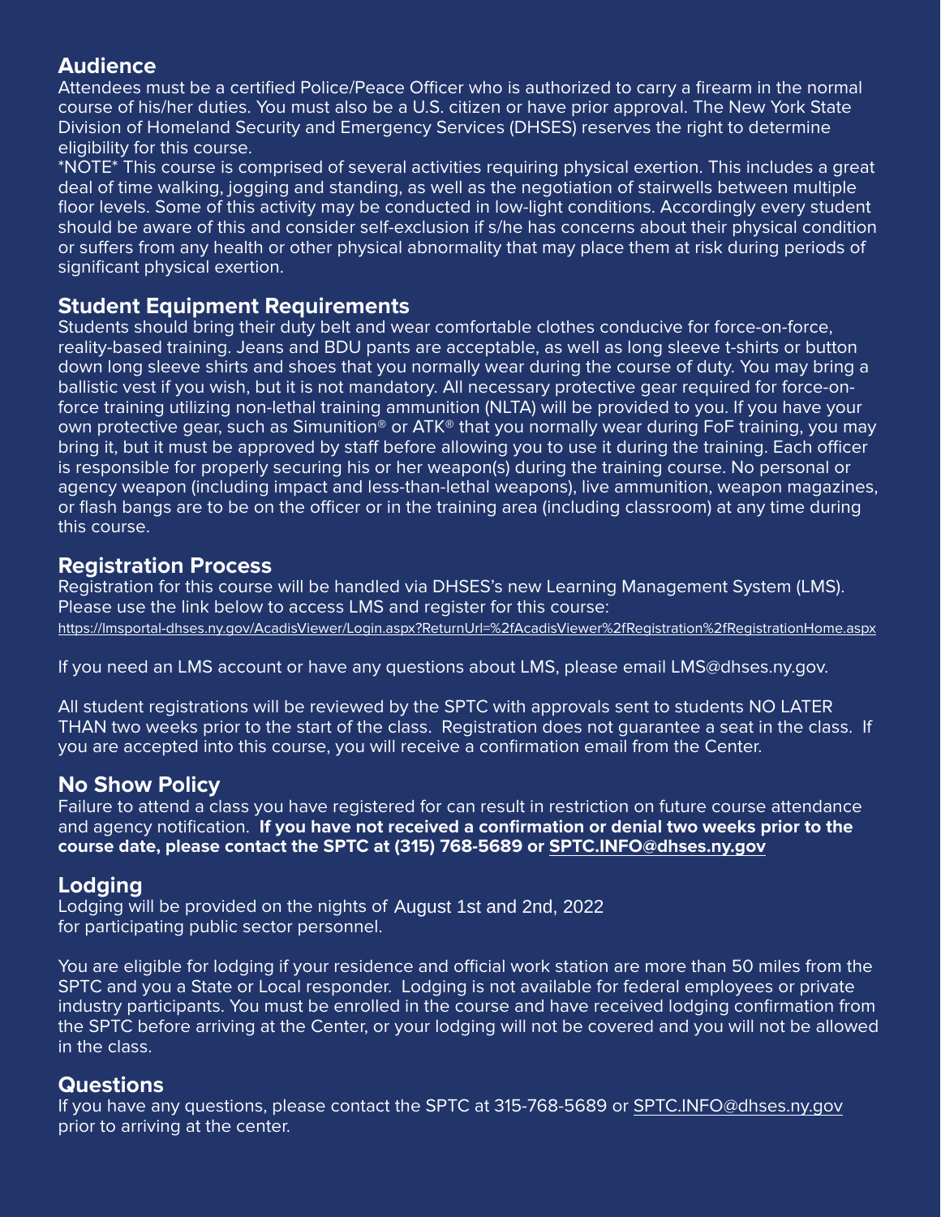## Audience

Attendees must be a certified Police/Peace Officer who is authorized to carry a firearm in the normal course of his/her duties. You must also be a U.S. citizen or have prior approval. The New York State Division of Homeland Security and Emergency Services (DHSES) reserves the right to determine eligibility for this course.

*NOTE* This course is comprised of several activities requiring physical exertion. This includes a great deal of time walking, jogging and standing, as well as the negotiation of stairwells between multiple floor levels. Some of this activity may be conducted in low-light conditions. Accordingly every student should be aware of this and consider self-exclusion if s/he has concerns about their physical condition or suffers from any health or other physical abnormality that may place them at risk during periods of significant physical exertion.

## Student Equipment Requirements

Students should bring their duty belt and wear comfortable clothes conducive for force-on-force, reality-based training. Jeans and BDU pants are acceptable, as well as long sleeve t-shirts or button down long sleeve shirts and shoes that you normally wear during the course of duty. You may bring a ballistic vest if you wish, but it is not mandatory. All necessary protective gear required for force-on-force training utilizing non-lethal training ammunition (NLTA) will be provided to you. If you have your own protective gear, such as Simunition® or ATK® that you normally wear during FoF training, you may bring it, but it must be approved by staff before allowing you to use it during the training. Each officer is responsible for properly securing his or her weapon(s) during the training course. No personal or agency weapon (including impact and less-than-lethal weapons), live ammunition, weapon magazines, or flash bangs are to be on the officer or in the training area (including classroom) at any time during this course.

## Registration Process

Registration for this course will be handled via DHSES's new Learning Management System (LMS). Please use the link below to access LMS and register for this course:
https://lmsportal-dhses.ny.gov/AcadisViewer/Login.aspx?ReturnUrl=%2fAcadisViewer%2fRegistration%2fRegistrationHome.aspx

If you need an LMS account or have any questions about LMS, please email LMS@dhses.ny.gov.

All student registrations will be reviewed by the SPTC with approvals sent to students NO LATER THAN two weeks prior to the start of the class. Registration does not guarantee a seat in the class. If you are accepted into this course, you will receive a confirmation email from the Center.

## No Show Policy

Failure to attend a class you have registered for can result in restriction on future course attendance and agency notification. **If you have not received a confirmation or denial two weeks prior to the course date, please contact the SPTC at (315) 768-5689 or SPTC.INFO@dhses.ny.gov**

## Lodging

Lodging will be provided on the nights of August 1st and 2nd, 2022 for participating public sector personnel.

You are eligible for lodging if your residence and official work station are more than 50 miles from the SPTC and you a State or Local responder. Lodging is not available for federal employees or private industry participants. You must be enrolled in the course and have received lodging confirmation from the SPTC before arriving at the Center, or your lodging will not be covered and you will not be allowed in the class.

## Questions

If you have any questions, please contact the SPTC at 315-768-5689 or SPTC.INFO@dhses.ny.gov prior to arriving at the center.